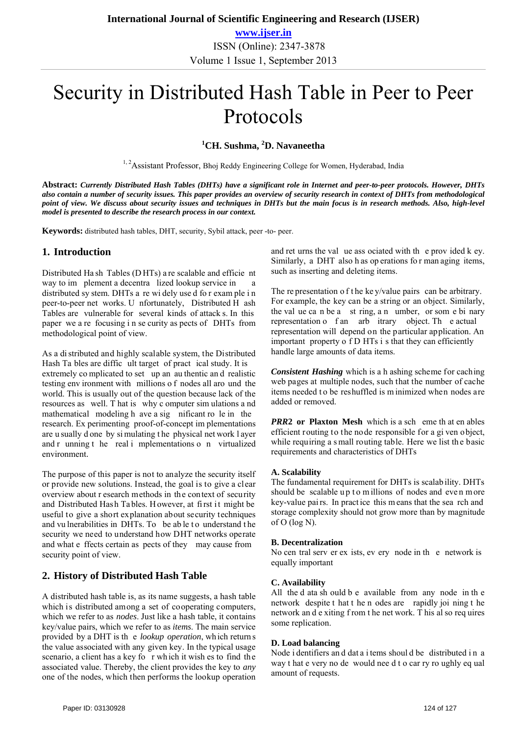# Security in Distributed Hash Table in Peer to Peer Protocols

**[1]CH. Sushma, [2]D. Navaneetha**

[1, 2]Assistant Professor, Bhoj Reddy Engineering College for Women, Hyderabad, India

**Abstract:** ***Currently Distributed Hash Tables (DHTs) have a significant role in Internet and peer-to-peer protocols. However, DHTs also contain a number of security issues. This paper provides an overview of security research in context of DHTs from methodological point of view. We discuss about security issues and techniques in DHTs but the main focus is in research methods. Also, high-level model is presented to describe the research process in our context.***

**Keywords:** distributed hash tables, DHT, security, Sybil attack, peer -to- peer.

## 1. Introduction

Distributed Hash Tables (DHTs) are scalable and efficient way to implement a decentralized lookup service in a distributed system. DHTs are widely used for example in peer-to-peer networks. Unfortunately, Distributed Hash Tables are vulnerable for several kinds of attacks. In this paper we are focusing in security aspects of DHTs from methodological point of view.

As a distributed and highly scalable system, the Distributed Hash Tables are difficult target of practical study. It is extremely complicated to set up an authentic and realistic testing environment with millions of nodes all around the world. This is usually out of the question because lack of the resources as well. That is why computer simulations and mathematical modeling have a significant role in the research. Experimenting proof-of-concept implementations are usually done by simulating the physical network layer and running the real implementations on virtualized environment.

The purpose of this paper is not to analyze the security itself or provide new solutions. Instead, the goal is to give a clear overview about research methods in the context of security and Distributed Hash Tables. However, at first it might be useful to give a short explanation about security techniques and vulnerabilities in DHTs. To be able to understand the security we need to understand how DHT networks operate and what effects certain aspects of they may cause from security point of view.

## 2. History of Distributed Hash Table

A distributed hash table is, as its name suggests, a hash table which is distributed among a set of cooperating computers, which we refer to as *nodes*. Just like a hash table, it contains key/value pairs, which we refer to as *items*. The main service provided by a DHT is the *lookup operation*, which returns the value associated with any given key. In the typical usage scenario, a client has a key for which it wishes to find the associated value. Thereby, the client provides the key to *any* one of the nodes, which then performs the lookup operation and returns the value associated with the provided key. Similarly, a DHT also has operations for managing items, such as inserting and deleting items.

The representation of the key/value pairs can be arbitrary. For example, the key can be a string or an object. Similarly, the value can be a string, a number, or some binary representation of an arbitrary object. The actual representation will depend on the particular application. An important property of DHTs is that they can efficiently handle large amounts of data items.

***Consistent Hashing*** which is a hashing scheme for caching web pages at multiple nodes, such that the number of cache items needed to be reshuffled is minimized when nodes are added or removed.

***PRR*2 or Plaxton Mesh** which is a scheme that enables efficient routing to the node responsible for a given object, while requiring a small routing table. Here we list the basic requirements and characteristics of DHTs

### A. Scalability

The fundamental requirement for DHTs is scalability. DHTs should be scalable up to millions of nodes and even more key-value pairs. In practice this means that the search and storage complexity should not grow more than by magnitude of O (log N).

### B. Decentralization

No central server exists, every node in the network is equally important

### C. Availability

All the data should be available from any node in the network despite that the nodes are rapidly joining the network and exiting from the network. This also requires some replication.

### D. Load balancing

Node identifiers and data items should be distributed in a way that every node would need to carry roughly equal amount of requests.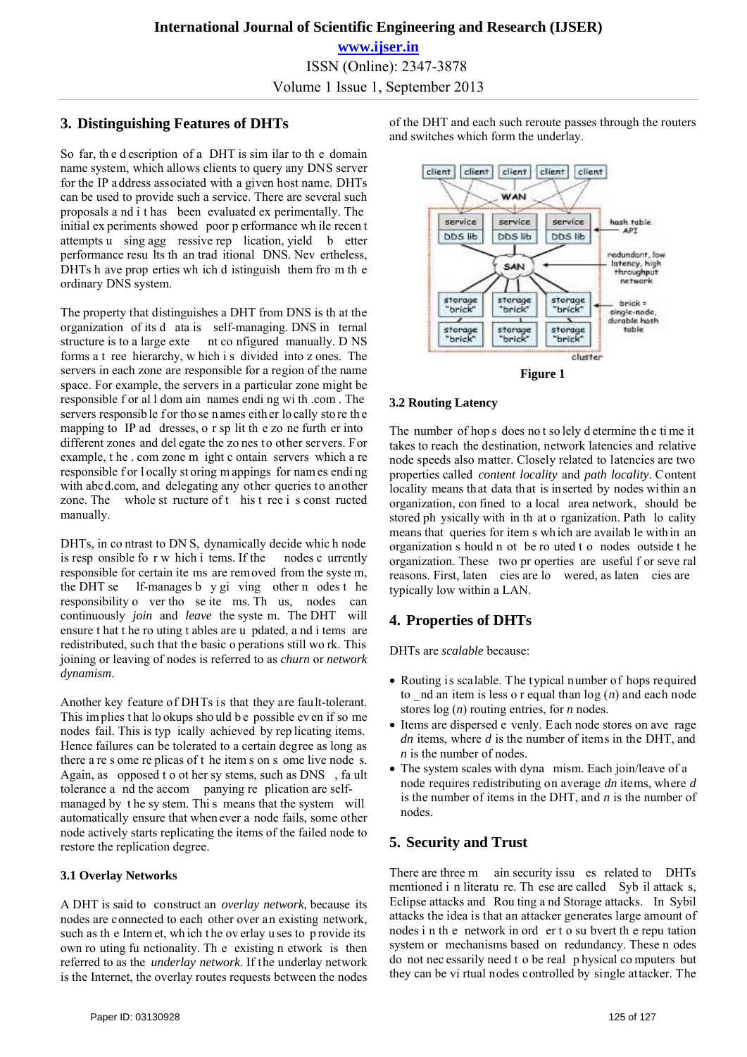## 3. Distinguishing Features of DHTs

So far, the description of a DHT is similar to the domain name system, which allows clients to query any DNS server for the IP address associated with a given host name. DHTs can be used to provide such a service. There are several such proposals and it has been evaluated experimentally. The initial experiments showed poor performance while recent attempts using aggressive replication, yield better performance results than traditional DNS. Nevertheless, DHTs have properties which distinguish them from the ordinary DNS system.

The property that distinguishes a DHT from DNS is that the organization of its data is self-managing. DNS internal structure is to a large extent configured manually. DNS forms a tree hierarchy, which is divided into zones. The servers in each zone are responsible for a region of the name space. For example, the servers in a particular zone might be responsible for all domain names ending with .com. The servers responsible for those names either locally store the mapping to IP addresses, or split the zone further into different zones and delegate the zones to other servers. For example, the .com zone might contain servers which are responsible for locally storing mappings for names ending with abcd.com, and delegating any other queries to another zone. The whole structure of this tree is constructed manually.

DHTs, in contrast to DNS, dynamically decide which node is responsible for which items. If the nodes currently responsible for certain items are removed from the system, the DHT self-manages by giving other nodes the responsibility over those items. Thus, nodes can continuously *join* and *leave* the system. The DHT will ensure that the routing tables are updated, and items are redistributed, such that the basic operations still work. This joining or leaving of nodes is referred to as *churn* or *network dynamism*.

Another key feature of DHTs is that they are fault-tolerant. This implies that lookups should be possible even if some nodes fail. This is typically achieved by replicating items. Hence failures can be tolerated to a certain degree as long as there are some replicas of the items on some live nodes. Again, as opposed to other systems, such as DNS, fault tolerance and the accompanying replication are self-managed by the system. This means that the system will automatically ensure that whenever a node fails, some other node actively starts replicating the items of the failed node to restore the replication degree.

### 3.1 Overlay Networks

A DHT is said to construct an *overlay network*, because its nodes are connected to each other over an existing network, such as the Internet, which the overlay uses to provide its own routing functionality. The existing network is then referred to as the *underlay network*. If the underlay network is the Internet, the overlay routes requests between the nodes of the DHT and each such reroute passes through the routers and switches which form the underlay.

**Figure 1**

### 3.2 Routing Latency

The number of hops does not solely determine the time it takes to reach the destination, network latencies and relative node speeds also matter. Closely related to latencies are two properties called *content locality* and *path locality*. Content locality means that data that is inserted by nodes within an organization, confined to a local area network, should be stored physically within that organization. Path locality means that queries for items which are available within an organization should not be routed to nodes outside the organization. These two properties are useful for several reasons. First, latencies are lowered, as latencies are typically low within a LAN.

## 4. Properties of DHTs

DHTs are *scalable* because:

- Routing is scalable. The typical number of hops required to find an item is less or equal than log ($n$) and each node stores log ($n$) routing entries, for $n$ nodes.
- Items are dispersed evenly. Each node stores on average $dn$ items, where $d$ is the number of items in the DHT, and $n$ is the number of nodes.
- The system scales with dynamism. Each join/leave of a node requires redistributing on average $dn$ items, where $d$ is the number of items in the DHT, and $n$ is the number of nodes.

## 5. Security and Trust

There are three main security issues related to DHTs mentioned in literature. These are called Sybil attacks, Eclipse attacks and Routing and Storage attacks. In Sybil attacks the idea is that an attacker generates large amount of nodes in the network in order to subvert the reputation system or mechanisms based on redundancy. These nodes do not necessarily need to be real physical computers but they can be virtual nodes controlled by single attacker. The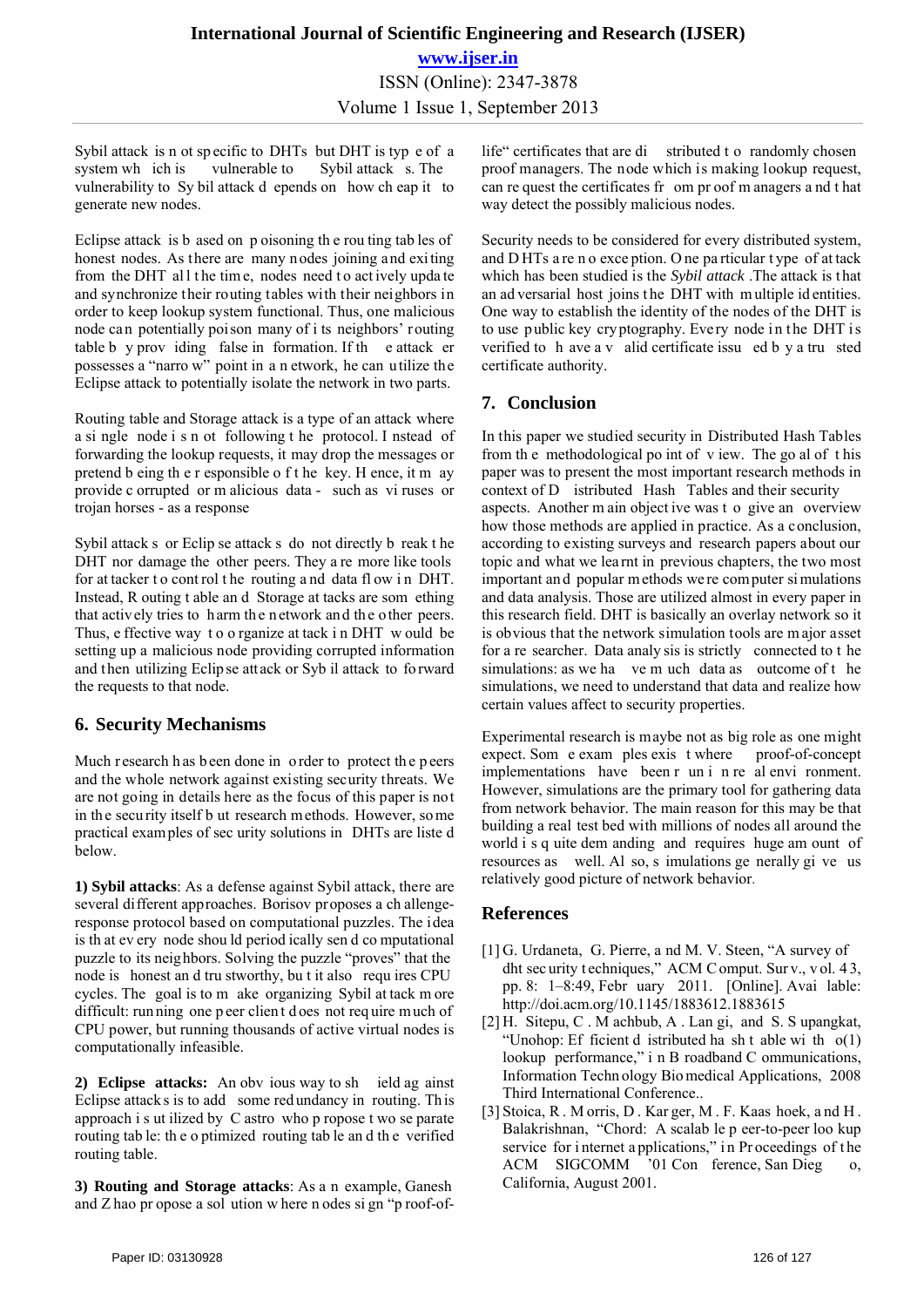Sybil attack is not specific to DHTs but DHT is type of a system which is vulnerable to Sybil attacks. The vulnerability to Sybil attack depends on how cheap it to generate new nodes.

Eclipse attack is based on poisoning the routing tables of honest nodes. As there are many nodes joining and exiting from the DHT all the time, nodes need to actively update and synchronize their routing tables with their neighbors in order to keep lookup system functional. Thus, one malicious node can potentially poison many of its neighbors' routing table by providing false information. If the attacker possesses a "narrow" point in a network, he can utilize the Eclipse attack to potentially isolate the network in two parts.

Routing table and Storage attack is a type of an attack where a single node is not following the protocol. Instead of forwarding the lookup requests, it may drop the messages or pretend being the responsible of the key. Hence, it may provide corrupted or malicious data - such as viruses or trojan horses - as a response

Sybil attacks or Eclipse attacks do not directly break the DHT nor damage the other peers. They are more like tools for attacker to control the routing and data flow in DHT. Instead, Routing table and Storage attacks are something that actively tries to harm the network and the other peers. Thus, effective way to organize attack in DHT would be setting up a malicious node providing corrupted information and then utilizing Eclipse attack or Sybil attack to forward the requests to that node.

## 6. Security Mechanisms

Much research has been done in order to protect the peers and the whole network against existing security threats. We are not going in details here as the focus of this paper is not in the security itself but research methods. However, some practical examples of security solutions in DHTs are listed below.

**1) Sybil attacks**: As a defense against Sybil attack, there are several different approaches. Borisov proposes a challenge-response protocol based on computational puzzles. The idea is that every node should periodically send computational puzzle to its neighbors. Solving the puzzle "proves" that the node is honest and trustworthy, but it also requires CPU cycles. The goal is to make organizing Sybil attack more difficult: running one peer client does not require much of CPU power, but running thousands of active virtual nodes is computationally infeasible.

**2) Eclipse attacks:** An obvious way to shield against Eclipse attacks is to add some redundancy in routing. This approach is utilized by Castro who propose two separate routing table: the optimized routing table and the verified routing table.

**3) Routing and Storage attacks**: As an example, Ganesh and Zhao propose a solution where nodes sign "proof-of-life" certificates that are distributed to randomly chosen proof managers. The node which is making lookup request, can request the certificates from proof managers and that way detect the possibly malicious nodes.

Security needs to be considered for every distributed system, and DHTs are no exception. One particular type of attack which has been studied is the *Sybil attack*. The attack is that an adversarial host joins the DHT with multiple identities. One way to establish the identity of the nodes of the DHT is to use public key cryptography. Every node in the DHT is verified to have a valid certificate issued by a trusted certificate authority.

## 7. Conclusion

In this paper we studied security in Distributed Hash Tables from the methodological point of view. The goal of this paper was to present the most important research methods in context of Distributed Hash Tables and their security aspects. Another main objective was to give an overview how those methods are applied in practice. As a conclusion, according to existing surveys and research papers about our topic and what we learnt in previous chapters, the two most important and popular methods were computer simulations and data analysis. Those are utilized almost in every paper in this research field. DHT is basically an overlay network so it is obvious that the network simulation tools are major asset for a researcher. Data analysis is strictly connected to the simulations: as we have much data as outcome of the simulations, we need to understand that data and realize how certain values affect to security properties.

Experimental research is maybe not as big role as one might expect. Some examples exist where proof-of-concept implementations have been run in real environment. However, simulations are the primary tool for gathering data from network behavior. The main reason for this may be that building a real test bed with millions of nodes all around the world is quite demanding and requires huge amount of resources as well. Also, simulations generally give us relatively good picture of network behavior.

## References

[1] G. Urdaneta, G. Pierre, and M. V. Steen, "A survey of dht security techniques," ACM Comput. Surv., vol. 43, pp. 8: 1–8:49, February 2011. [Online]. Available: http://doi.acm.org/10.1145/1883612.1883615

[2] H. Sitepu, C. Machbub, A. Langi, and S. Supangkat, "Unohop: Efficient distributed hash table with o(1) lookup performance," in Broadband Communications, Information Technology Biomedical Applications, 2008 Third International Conference..

[3] Stoica, R. Morris, D. Karger, M. F. Kaashoek, and H. Balakrishnan, "Chord: A scalable peer-to-peer lookup service for internet applications," in Proceedings of the ACM SIGCOMM '01 Conference, San Diego, California, August 2001.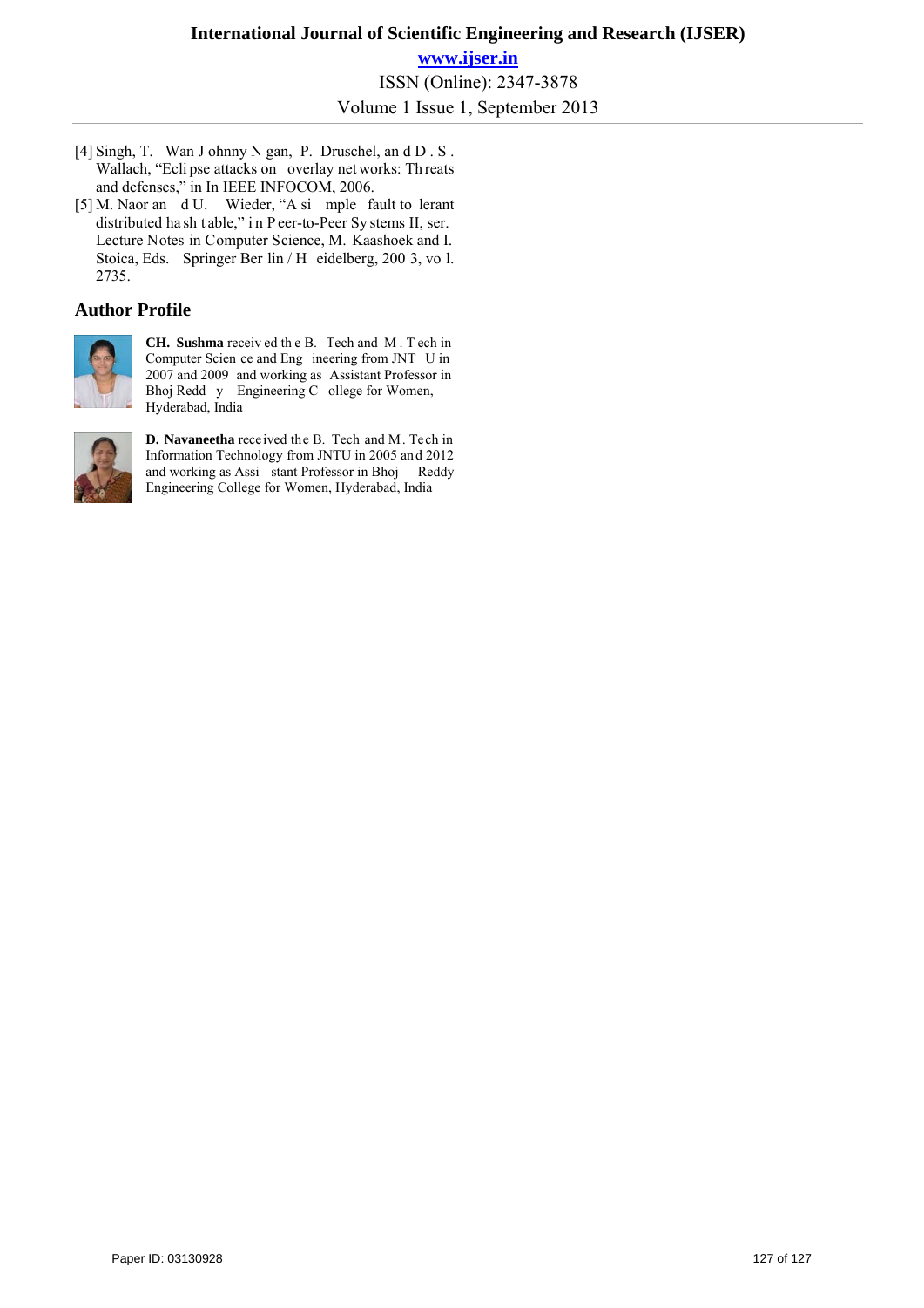[4] Singh, T. Wan J ohnny N gan, P. Druschel, an d D . S . Wallach, "Ecli pse attacks on overlay net works: Th reats and defenses," in In IEEE INFOCOM, 2006.

[5] M. Naor an d U. Wieder, "A si mple fault to lerant distributed ha sh t able," i n P eer-to-Peer Sy stems II, ser. Lecture Notes in Computer Science, M. Kaashoek and I. Stoica, Eds. Springer Ber lin / H eidelberg, 200 3, vo l. 2735.

## Author Profile

**CH. Sushma** receiv ed th e B. Tech and M . T ech in Computer Scien ce and Eng ineering from JNT U in 2007 and 2009 and working as Assistant Professor in Bhoj Redd y Engineering C ollege for Women, Hyderabad, India

**D. Navaneetha** received the B. Tech and M. Tech in Information Technology from JNTU in 2005 and 2012 and working as Assi stant Professor in Bhoj Reddy Engineering College for Women, Hyderabad, India